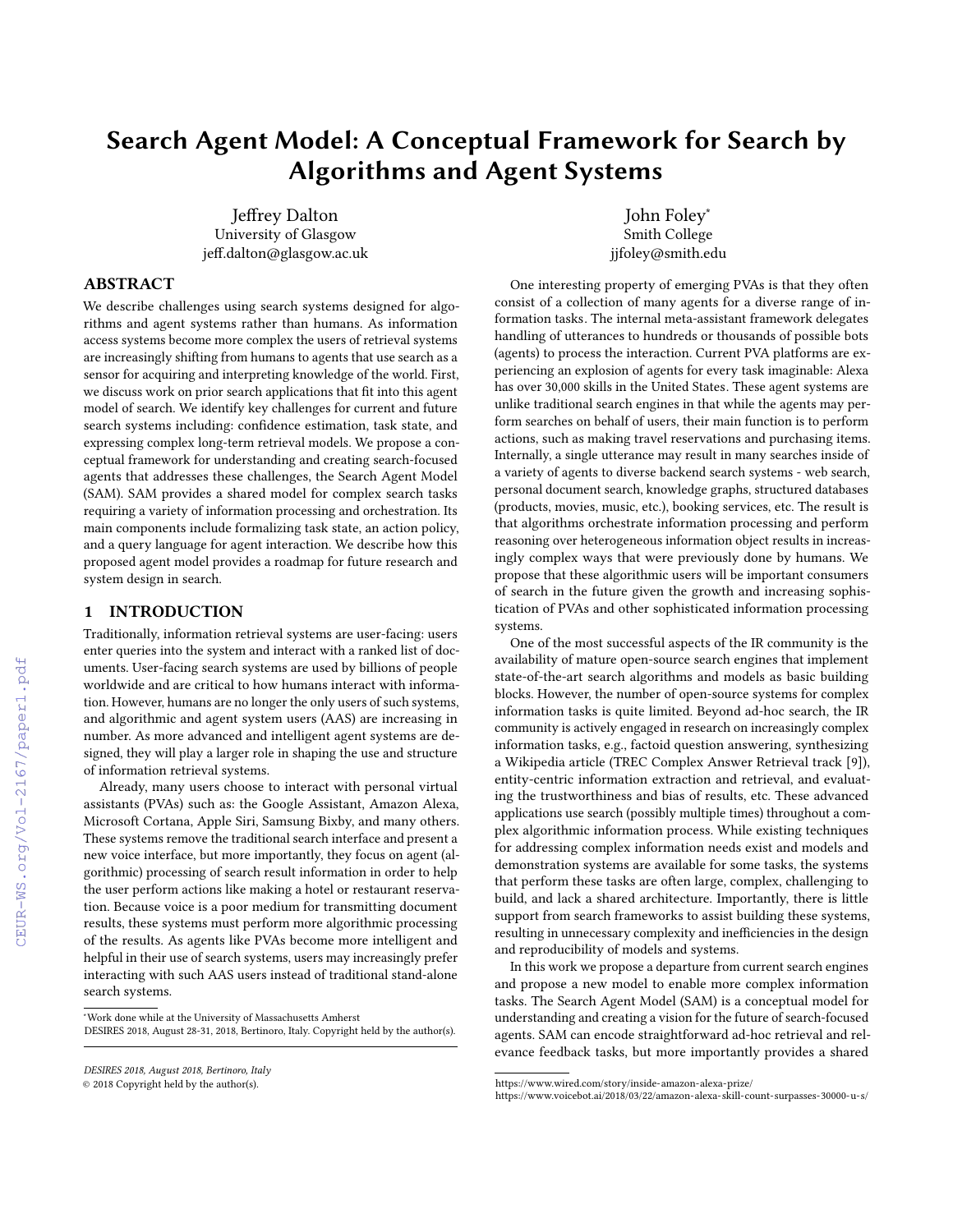# Search Agent Model: A Conceptual Framework for Search by Algorithms and Agent Systems

Jeffrey Dalton
University of Glasgow
jeff.dalton@glasgow.ac.uk

John Foley*
Smith College
jjfoley@smith.edu

## ABSTRACT

We describe challenges using search systems designed for algorithms and agent systems rather than humans. As information access systems become more complex the users of retrieval systems are increasingly shifting from humans to agents that use search as a sensor for acquiring and interpreting knowledge of the world. First, we discuss work on prior search applications that fit into this agent model of search. We identify key challenges for current and future search systems including: confidence estimation, task state, and expressing complex long-term retrieval models. We propose a conceptual framework for understanding and creating search-focused agents that addresses these challenges, the Search Agent Model (SAM). SAM provides a shared model for complex search tasks requiring a variety of information processing and orchestration. Its main components include formalizing task state, an action policy, and a query language for agent interaction. We describe how this proposed agent model provides a roadmap for future research and system design in search.

## 1 INTRODUCTION

Traditionally, information retrieval systems are user-facing: users enter queries into the system and interact with a ranked list of documents. User-facing search systems are used by billions of people worldwide and are critical to how humans interact with information. However, humans are no longer the only users of such systems, and algorithmic and agent system users (AAS) are increasing in number. As more advanced and intelligent agent systems are designed, they will play a larger role in shaping the use and structure of information retrieval systems.

Already, many users choose to interact with personal virtual assistants (PVAs) such as: the Google Assistant, Amazon Alexa, Microsoft Cortana, Apple Siri, Samsung Bixby, and many others. These systems remove the traditional search interface and present a new voice interface, but more importantly, they focus on agent (algorithmic) processing of search result information in order to help the user perform actions like making a hotel or restaurant reservation. Because voice is a poor medium for transmitting document results, these systems must perform more algorithmic processing of the results. As agents like PVAs become more intelligent and helpful in their use of search systems, users may increasingly prefer interacting with such AAS users instead of traditional stand-alone search systems.

One interesting property of emerging PVAs is that they often consist of a collection of many agents for a diverse range of information tasks. The internal meta-assistant framework delegates handling of utterances to hundreds or thousands of possible bots (agents) to process the interaction. Current PVA platforms are experiencing an explosion of agents for every task imaginable: Alexa has over 30,000 skills in the United States. These agent systems are unlike traditional search engines in that while the agents may perform searches on behalf of users, their main function is to perform actions, such as making travel reservations and purchasing items. Internally, a single utterance may result in many searches inside of a variety of agents to diverse backend search systems - web search, personal document search, knowledge graphs, structured databases (products, movies, music, etc.), booking services, etc. The result is that algorithms orchestrate information processing and perform reasoning over heterogeneous information object results in increasingly complex ways that were previously done by humans. We propose that these algorithmic users will be important consumers of search in the future given the growth and increasing sophistication of PVAs and other sophisticated information processing systems.

One of the most successful aspects of the IR community is the availability of mature open-source search engines that implement state-of-the-art search algorithms and models as basic building blocks. However, the number of open-source systems for complex information tasks is quite limited. Beyond ad-hoc search, the IR community is actively engaged in research on increasingly complex information tasks, e.g., factoid question answering, synthesizing a Wikipedia article (TREC Complex Answer Retrieval track [9]), entity-centric information extraction and retrieval, and evaluating the trustworthiness and bias of results, etc. These advanced applications use search (possibly multiple times) throughout a complex algorithmic information process. While existing techniques for addressing complex information needs exist and models and demonstration systems are available for some tasks, the systems that perform these tasks are often large, complex, challenging to build, and lack a shared architecture. Importantly, there is little support from search frameworks to assist building these systems, resulting in unnecessary complexity and inefficiencies in the design and reproducibility of models and systems.

In this work we propose a departure from current search engines and propose a new model to enable more complex information tasks. The Search Agent Model (SAM) is a conceptual model for understanding and creating a vision for the future of search-focused agents. SAM can encode straightforward ad-hoc retrieval and relevance feedback tasks, but more importantly provides a shared

*Work done while at the University of Massachusetts Amherst
DESIRES 2018, August 28-31, 2018, Bertinoro, Italy. Copyright held by the author(s).

https://www.wired.com/story/inside-amazon-alexa-prize/
https://www.voicebot.ai/2018/03/22/amazon-alexa-skill-count-surpasses-30000-u-s/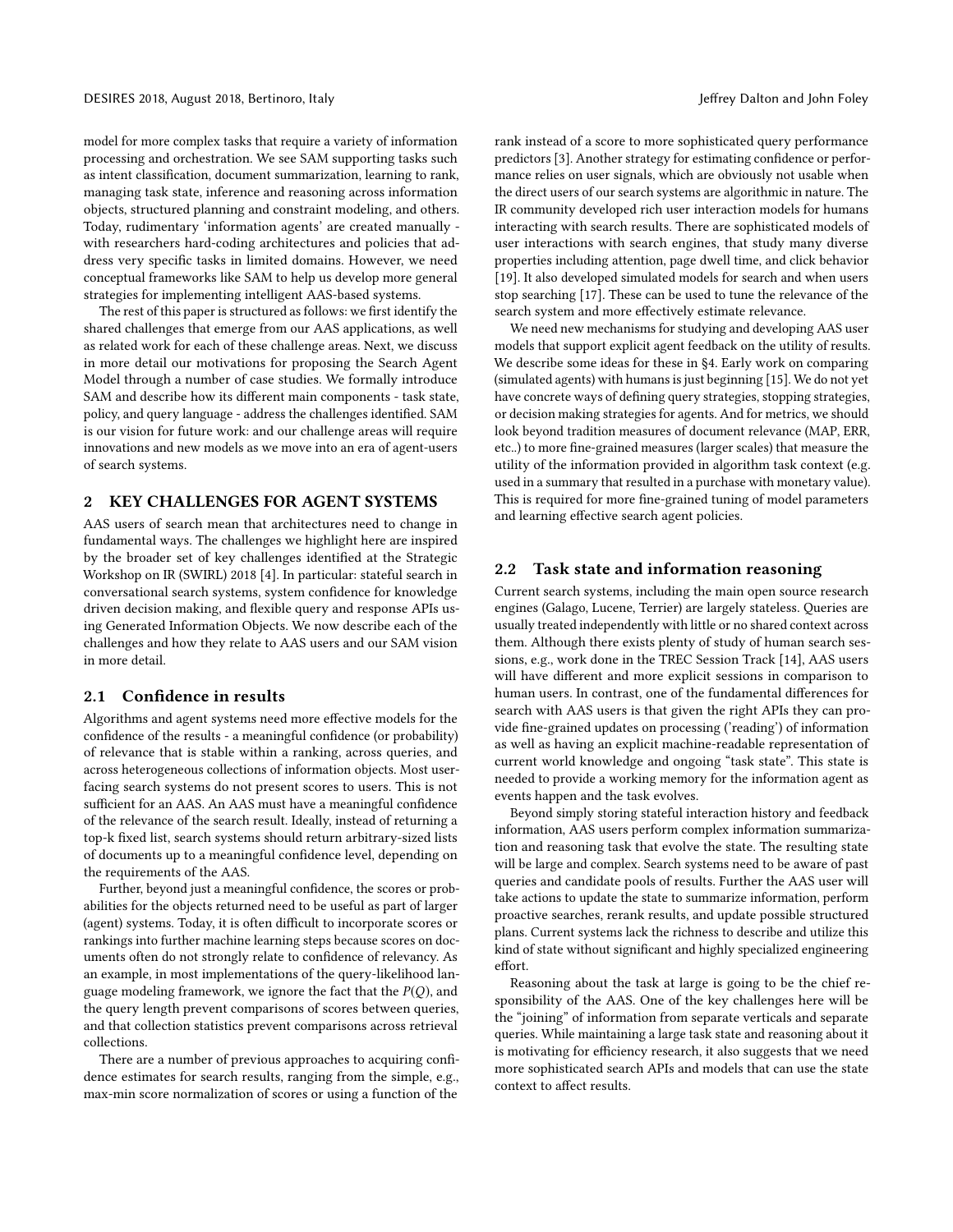model for more complex tasks that require a variety of information processing and orchestration. We see SAM supporting tasks such as intent classification, document summarization, learning to rank, managing task state, inference and reasoning across information objects, structured planning and constraint modeling, and others. Today, rudimentary 'information agents' are created manually - with researchers hard-coding architectures and policies that address very specific tasks in limited domains. However, we need conceptual frameworks like SAM to help us develop more general strategies for implementing intelligent AAS-based systems.

The rest of this paper is structured as follows: we first identify the shared challenges that emerge from our AAS applications, as well as related work for each of these challenge areas. Next, we discuss in more detail our motivations for proposing the Search Agent Model through a number of case studies. We formally introduce SAM and describe how its different main components - task state, policy, and query language - address the challenges identified. SAM is our vision for future work: and our challenge areas will require innovations and new models as we move into an era of agent-users of search systems.

## 2 KEY CHALLENGES FOR AGENT SYSTEMS

AAS users of search mean that architectures need to change in fundamental ways. The challenges we highlight here are inspired by the broader set of key challenges identified at the Strategic Workshop on IR (SWIRL) 2018 [4]. In particular: stateful search in conversational search systems, system confidence for knowledge driven decision making, and flexible query and response APIs using Generated Information Objects. We now describe each of the challenges and how they relate to AAS users and our SAM vision in more detail.

### 2.1 Confidence in results

Algorithms and agent systems need more effective models for the confidence of the results - a meaningful confidence (or probability) of relevance that is stable within a ranking, across queries, and across heterogeneous collections of information objects. Most user-facing search systems do not present scores to users. This is not sufficient for an AAS. An AAS must have a meaningful confidence of the relevance of the search result. Ideally, instead of returning a top-k fixed list, search systems should return arbitrary-sized lists of documents up to a meaningful confidence level, depending on the requirements of the AAS.

Further, beyond just a meaningful confidence, the scores or probabilities for the objects returned need to be useful as part of larger (agent) systems. Today, it is often difficult to incorporate scores or rankings into further machine learning steps because scores on documents often do not strongly relate to confidence of relevancy. As an example, in most implementations of the query-likelihood language modeling framework, we ignore the fact that the $P(Q)$, and the query length prevent comparisons of scores between queries, and that collection statistics prevent comparisons across retrieval collections.

There are a number of previous approaches to acquiring confidence estimates for search results, ranging from the simple, e.g., max-min score normalization of scores or using a function of the rank instead of a score to more sophisticated query performance predictors [3]. Another strategy for estimating confidence or performance relies on user signals, which are obviously not usable when the direct users of our search systems are algorithmic in nature. The IR community developed rich user interaction models for humans interacting with search results. There are sophisticated models of user interactions with search engines, that study many diverse properties including attention, page dwell time, and click behavior [19]. It also developed simulated models for search and when users stop searching [17]. These can be used to tune the relevance of the search system and more effectively estimate relevance.

We need new mechanisms for studying and developing AAS user models that support explicit agent feedback on the utility of results. We describe some ideas for these in §4. Early work on comparing (simulated agents) with humans is just beginning [15]. We do not yet have concrete ways of defining query strategies, stopping strategies, or decision making strategies for agents. And for metrics, we should look beyond tradition measures of document relevance (MAP, ERR, etc..) to more fine-grained measures (larger scales) that measure the utility of the information provided in algorithm task context (e.g. used in a summary that resulted in a purchase with monetary value). This is required for more fine-grained tuning of model parameters and learning effective search agent policies.

### 2.2 Task state and information reasoning

Current search systems, including the main open source research engines (Galago, Lucene, Terrier) are largely stateless. Queries are usually treated independently with little or no shared context across them. Although there exists plenty of study of human search sessions, e.g., work done in the TREC Session Track [14], AAS users will have different and more explicit sessions in comparison to human users. In contrast, one of the fundamental differences for search with AAS users is that given the right APIs they can provide fine-grained updates on processing ('reading') of information as well as having an explicit machine-readable representation of current world knowledge and ongoing "task state". This state is needed to provide a working memory for the information agent as events happen and the task evolves.

Beyond simply storing stateful interaction history and feedback information, AAS users perform complex information summarization and reasoning task that evolve the state. The resulting state will be large and complex. Search systems need to be aware of past queries and candidate pools of results. Further the AAS user will take actions to update the state to summarize information, perform proactive searches, rerank results, and update possible structured plans. Current systems lack the richness to describe and utilize this kind of state without significant and highly specialized engineering effort.

Reasoning about the task at large is going to be the chief responsibility of the AAS. One of the key challenges here will be the "joining" of information from separate verticals and separate queries. While maintaining a large task state and reasoning about it is motivating for efficiency research, it also suggests that we need more sophisticated search APIs and models that can use the state context to affect results.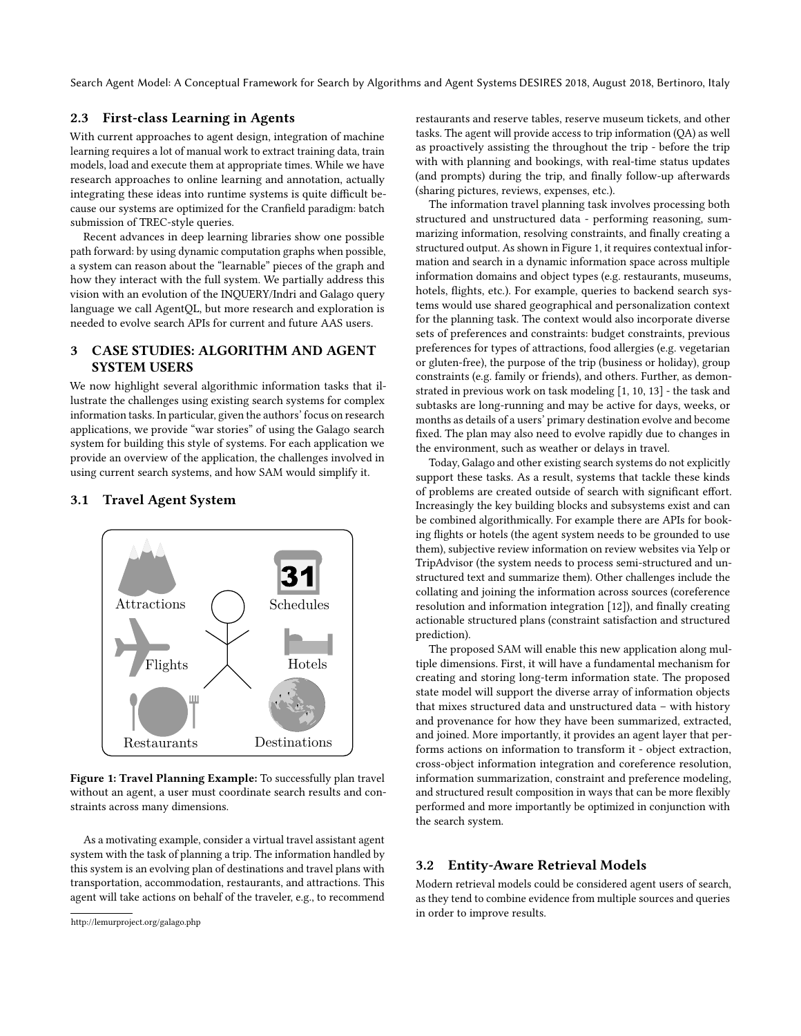### 2.3 First-class Learning in Agents

With current approaches to agent design, integration of machine learning requires a lot of manual work to extract training data, train models, load and execute them at appropriate times. While we have research approaches to online learning and annotation, actually integrating these ideas into runtime systems is quite difficult because our systems are optimized for the Cranfield paradigm: batch submission of TREC-style queries.

Recent advances in deep learning libraries show one possible path forward: by using dynamic computation graphs when possible, a system can reason about the "learnable" pieces of the graph and how they interact with the full system. We partially address this vision with an evolution of the INQUERY/Indri and Galago query language we call AgentQL, but more research and exploration is needed to evolve search APIs for current and future AAS users.

## 3 CASE STUDIES: ALGORITHM AND AGENT SYSTEM USERS

We now highlight several algorithmic information tasks that illustrate the challenges using existing search systems for complex information tasks. In particular, given the authors' focus on research applications, we provide "war stories" of using the Galago search system for building this style of systems. For each application we provide an overview of the application, the challenges involved in using current search systems, and how SAM would simplify it.

### 3.1 Travel Agent System

**Figure 1: Travel Planning Example:** To successfully plan travel without an agent, a user must coordinate search results and constraints across many dimensions.

As a motivating example, consider a virtual travel assistant agent system with the task of planning a trip. The information handled by this system is an evolving plan of destinations and travel plans with transportation, accommodation, restaurants, and attractions. This agent will take actions on behalf of the traveler, e.g., to recommend restaurants and reserve tables, reserve museum tickets, and other tasks. The agent will provide access to trip information (QA) as well as proactively assisting the throughout the trip - before the trip with with planning and bookings, with real-time status updates (and prompts) during the trip, and finally follow-up afterwards (sharing pictures, reviews, expenses, etc.).

The information travel planning task involves processing both structured and unstructured data - performing reasoning, summarizing information, resolving constraints, and finally creating a structured output. As shown in Figure 1, it requires contextual information and search in a dynamic information space across multiple information domains and object types (e.g. restaurants, museums, hotels, flights, etc.). For example, queries to backend search systems would use shared geographical and personalization context for the planning task. The context would also incorporate diverse sets of preferences and constraints: budget constraints, previous preferences for types of attractions, food allergies (e.g. vegetarian or gluten-free), the purpose of the trip (business or holiday), group constraints (e.g. family or friends), and others. Further, as demonstrated in previous work on task modeling [1, 10, 13] - the task and subtasks are long-running and may be active for days, weeks, or months as details of a users' primary destination evolve and become fixed. The plan may also need to evolve rapidly due to changes in the environment, such as weather or delays in travel.

Today, Galago and other existing search systems do not explicitly support these tasks. As a result, systems that tackle these kinds of problems are created outside of search with significant effort. Increasingly the key building blocks and subsystems exist and can be combined algorithmically. For example there are APIs for booking flights or hotels (the agent system needs to be grounded to use them), subjective review information on review websites via Yelp or TripAdvisor (the system needs to process semi-structured and unstructured text and summarize them). Other challenges include the collating and joining the information across sources (coreference resolution and information integration [12]), and finally creating actionable structured plans (constraint satisfaction and structured prediction).

The proposed SAM will enable this new application along multiple dimensions. First, it will have a fundamental mechanism for creating and storing long-term information state. The proposed state model will support the diverse array of information objects that mixes structured data and unstructured data – with history and provenance for how they have been summarized, extracted, and joined. More importantly, it provides an agent layer that performs actions on information to transform it - object extraction, cross-object information integration and coreference resolution, information summarization, constraint and preference modeling, and structured result composition in ways that can be more flexibly performed and more importantly be optimized in conjunction with the search system.

### 3.2 Entity-Aware Retrieval Models

Modern retrieval models could be considered agent users of search, as they tend to combine evidence from multiple sources and queries in order to improve results.

http://lemurproject.org/galago.php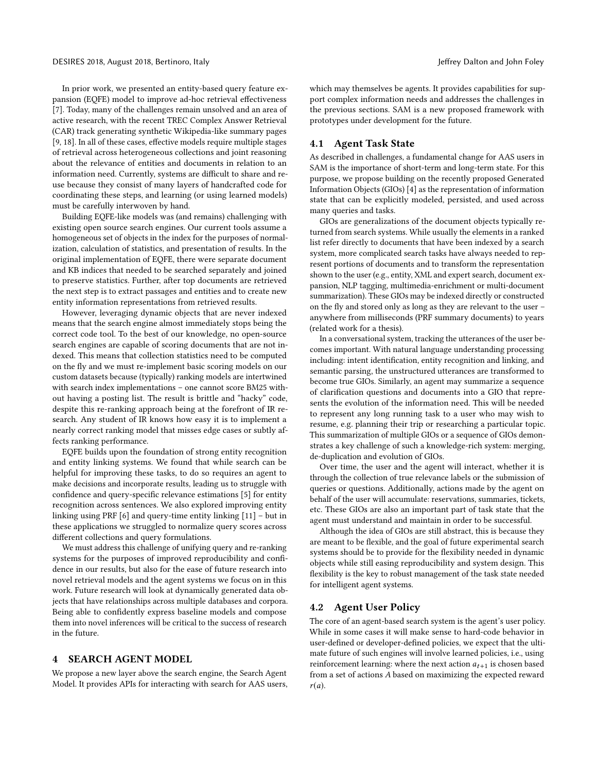In prior work, we presented an entity-based query feature expansion (EQFE) model to improve ad-hoc retrieval effectiveness [7]. Today, many of the challenges remain unsolved and an area of active research, with the recent TREC Complex Answer Retrieval (CAR) track generating synthetic Wikipedia-like summary pages [9, 18]. In all of these cases, effective models require multiple stages of retrieval across heterogeneous collections and joint reasoning about the relevance of entities and documents in relation to an information need. Currently, systems are difficult to share and reuse because they consist of many layers of handcrafted code for coordinating these steps, and learning (or using learned models) must be carefully interwoven by hand.

Building EQFE-like models was (and remains) challenging with existing open source search engines. Our current tools assume a homogeneous set of objects in the index for the purposes of normalization, calculation of statistics, and presentation of results. In the original implementation of EQFE, there were separate document and KB indices that needed to be searched separately and joined to preserve statistics. Further, after top documents are retrieved the next step is to extract passages and entities and to create new entity information representations from retrieved results.

However, leveraging dynamic objects that are never indexed means that the search engine almost immediately stops being the correct code tool. To the best of our knowledge, no open-source search engines are capable of scoring documents that are not indexed. This means that collection statistics need to be computed on the fly and we must re-implement basic scoring models on our custom datasets because (typically) ranking models are intertwined with search index implementations – one cannot score BM25 without having a posting list. The result is brittle and "hacky" code, despite this re-ranking approach being at the forefront of IR research. Any student of IR knows how easy it is to implement a nearly correct ranking model that misses edge cases or subtly affects ranking performance.

EQFE builds upon the foundation of strong entity recognition and entity linking systems. We found that while search can be helpful for improving these tasks, to do so requires an agent to make decisions and incorporate results, leading us to struggle with confidence and query-specific relevance estimations [5] for entity recognition across sentences. We also explored improving entity linking using PRF [6] and query-time entity linking [11] – but in these applications we struggled to normalize query scores across different collections and query formulations.

We must address this challenge of unifying query and re-ranking systems for the purposes of improved reproducibility and confidence in our results, but also for the ease of future research into novel retrieval models and the agent systems we focus on in this work. Future research will look at dynamically generated data objects that have relationships across multiple databases and corpora. Being able to confidently express baseline models and compose them into novel inferences will be critical to the success of research in the future.

## 4 SEARCH AGENT MODEL

We propose a new layer above the search engine, the Search Agent Model. It provides APIs for interacting with search for AAS users, which may themselves be agents. It provides capabilities for support complex information needs and addresses the challenges in the previous sections. SAM is a new proposed framework with prototypes under development for the future.

### 4.1 Agent Task State

As described in challenges, a fundamental change for AAS users in SAM is the importance of short-term and long-term state. For this purpose, we propose building on the recently proposed Generated Information Objects (GIOs) [4] as the representation of information state that can be explicitly modeled, persisted, and used across many queries and tasks.

GIOs are generalizations of the document objects typically returned from search systems. While usually the elements in a ranked list refer directly to documents that have been indexed by a search system, more complicated search tasks have always needed to represent portions of documents and to transform the representation shown to the user (e.g., entity, XML and expert search, document expansion, NLP tagging, multimedia-enrichment or multi-document summarization). These GIOs may be indexed directly or constructed on the fly and stored only as long as they are relevant to the user – anywhere from milliseconds (PRF summary documents) to years (related work for a thesis).

In a conversational system, tracking the utterances of the user becomes important. With natural language understanding processing including: intent identification, entity recognition and linking, and semantic parsing, the unstructured utterances are transformed to become true GIOs. Similarly, an agent may summarize a sequence of clarification questions and documents into a GIO that represents the evolution of the information need. This will be needed to represent any long running task to a user who may wish to resume, e.g. planning their trip or researching a particular topic. This summarization of multiple GIOs or a sequence of GIOs demonstrates a key challenge of such a knowledge-rich system: merging, de-duplication and evolution of GIOs.

Over time, the user and the agent will interact, whether it is through the collection of true relevance labels or the submission of queries or questions. Additionally, actions made by the agent on behalf of the user will accumulate: reservations, summaries, tickets, etc. These GIOs are also an important part of task state that the agent must understand and maintain in order to be successful.

Although the idea of GIOs are still abstract, this is because they are meant to be flexible, and the goal of future experimental search systems should be to provide for the flexibility needed in dynamic objects while still easing reproducibility and system design. This flexibility is the key to robust management of the task state needed for intelligent agent systems.

### 4.2 Agent User Policy

The core of an agent-based search system is the agent's user policy. While in some cases it will make sense to hard-code behavior in user-defined or developer-defined policies, we expect that the ultimate future of such engines will involve learned policies, i.e., using reinforcement learning: where the next action $a_{t+1}$ is chosen based from a set of actions $A$ based on maximizing the expected reward $r(a)$.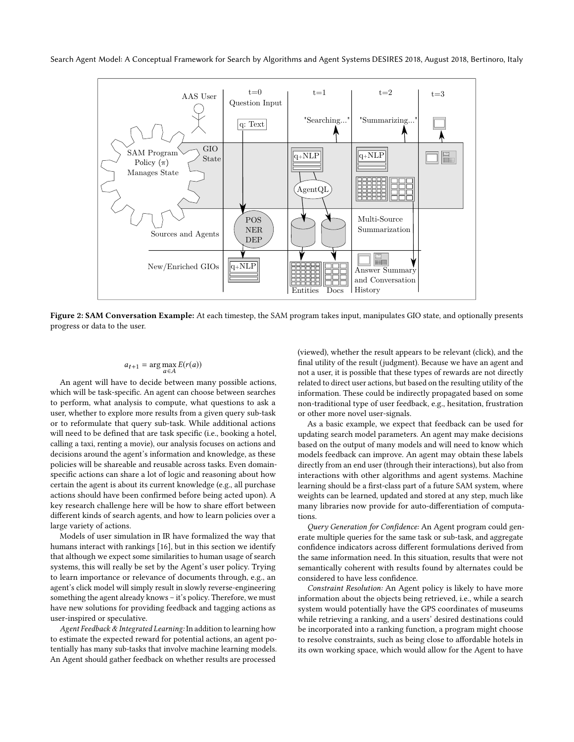**Figure 2: SAM Conversation Example:** At each timestep, the SAM program takes input, manipulates GIO state, and optionally presents progress or data to the user.

$$a_{t+1} = \arg\max_{a \in A} E(r(a))$$

An agent will have to decide between many possible actions, which will be task-specific. An agent can choose between searches to perform, what analysis to compute, what questions to ask a user, whether to explore more results from a given query sub-task or to reformulate that query sub-task. While additional actions will need to be defined that are task specific (i.e., booking a hotel, calling a taxi, renting a movie), our analysis focuses on actions and decisions around the agent's information and knowledge, as these policies will be shareable and reusable across tasks. Even domain-specific actions can share a lot of logic and reasoning about how certain the agent is about its current knowledge (e.g., all purchase actions should have been confirmed before being acted upon). A key research challenge here will be how to share effort between different kinds of search agents, and how to learn policies over a large variety of actions.

Models of user simulation in IR have formalized the way that humans interact with rankings [16], but in this section we identify that although we expect some similarities to human usage of search systems, this will really be set by the Agent's user policy. Trying to learn importance or relevance of documents through, e.g., an agent's click model will simply result in slowly reverse-engineering something the agent already knows – it's policy. Therefore, we must have new solutions for providing feedback and tagging actions as user-inspired or speculative.

*Agent Feedback & Integrated Learning:* In addition to learning how to estimate the expected reward for potential actions, an agent potentially has many sub-tasks that involve machine learning models. An Agent should gather feedback on whether results are processed (viewed), whether the result appears to be relevant (click), and the final utility of the result (judgment). Because we have an agent and not a user, it is possible that these types of rewards are not directly related to direct user actions, but based on the resulting utility of the information. These could be indirectly propagated based on some non-traditional type of user feedback, e.g., hesitation, frustration or other more novel user-signals.

As a basic example, we expect that feedback can be used for updating search model parameters. An agent may make decisions based on the output of many models and will need to know which models feedback can improve. An agent may obtain these labels directly from an end user (through their interactions), but also from interactions with other algorithms and agent systems. Machine learning should be a first-class part of a future SAM system, where weights can be learned, updated and stored at any step, much like many libraries now provide for auto-differentiation of computations.

*Query Generation for Confidence:* An Agent program could generate multiple queries for the same task or sub-task, and aggregate confidence indicators across different formulations derived from the same information need. In this situation, results that were not semantically coherent with results found by alternates could be considered to have less confidence.

*Constraint Resolution:* An Agent policy is likely to have more information about the objects being retrieved, i.e., while a search system would potentially have the GPS coordinates of museums while retrieving a ranking, and a users' desired destinations could be incorporated into a ranking function, a program might choose to resolve constraints, such as being close to affordable hotels in its own working space, which would allow for the Agent to have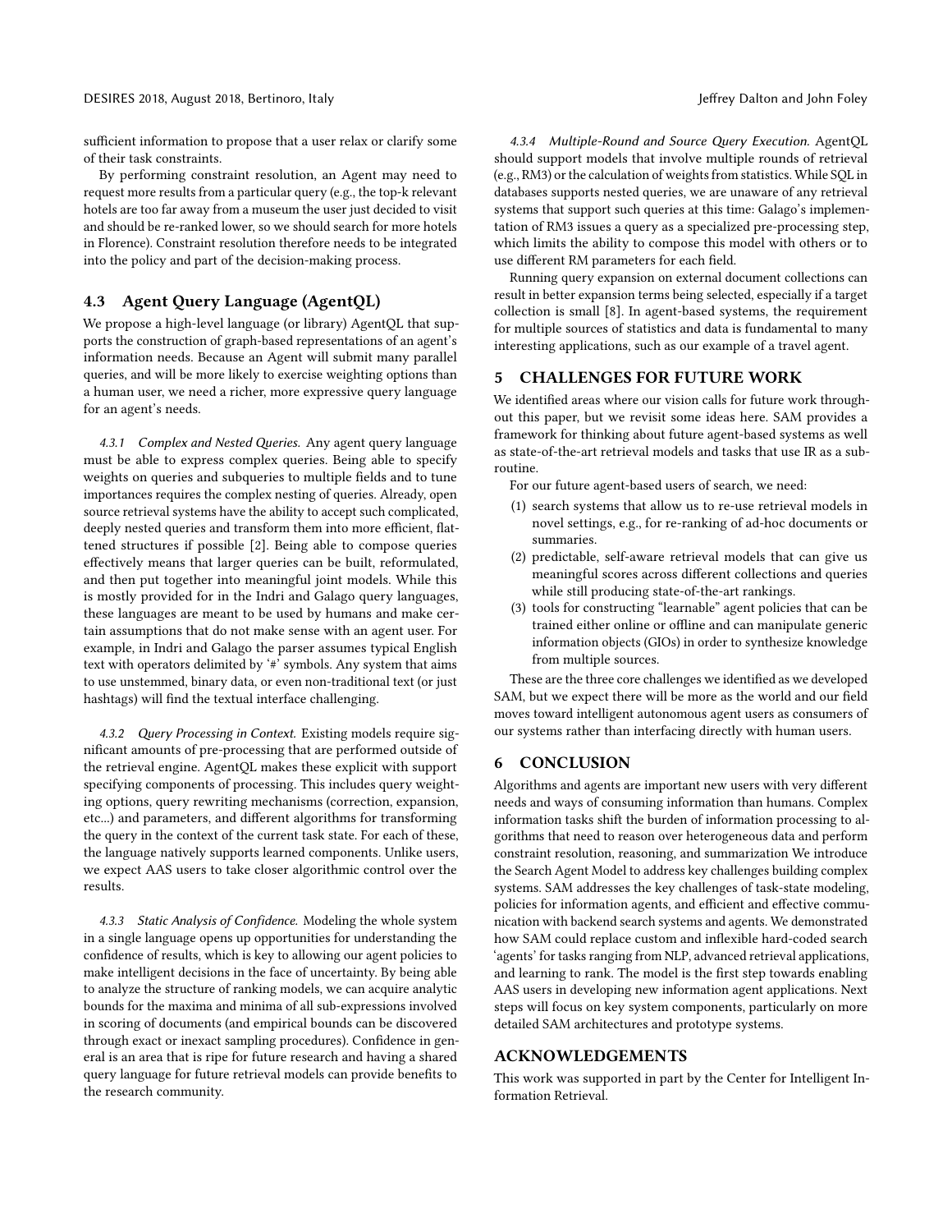sufficient information to propose that a user relax or clarify some of their task constraints.

By performing constraint resolution, an Agent may need to request more results from a particular query (e.g., the top-k relevant hotels are too far away from a museum the user just decided to visit and should be re-ranked lower, so we should search for more hotels in Florence). Constraint resolution therefore needs to be integrated into the policy and part of the decision-making process.

## 4.3 Agent Query Language (AgentQL)

We propose a high-level language (or library) AgentQL that supports the construction of graph-based representations of an agent's information needs. Because an Agent will submit many parallel queries, and will be more likely to exercise weighting options than a human user, we need a richer, more expressive query language for an agent's needs.

#### 4.3.1 *Complex and Nested Queries.*

Any agent query language must be able to express complex queries. Being able to specify weights on queries and subqueries to multiple fields and to tune importances requires the complex nesting of queries. Already, open source retrieval systems have the ability to accept such complicated, deeply nested queries and transform them into more efficient, flattened structures if possible [2]. Being able to compose queries effectively means that larger queries can be built, reformulated, and then put together into meaningful joint models. While this is mostly provided for in the Indri and Galago query languages, these languages are meant to be used by humans and make certain assumptions that do not make sense with an agent user. For example, in Indri and Galago the parser assumes typical English text with operators delimited by '#' symbols. Any system that aims to use unstemmed, binary data, or even non-traditional text (or just hashtags) will find the textual interface challenging.

#### 4.3.2 *Query Processing in Context.*

Existing models require significant amounts of pre-processing that are performed outside of the retrieval engine. AgentQL makes these explicit with support specifying components of processing. This includes query weighting options, query rewriting mechanisms (correction, expansion, etc...) and parameters, and different algorithms for transforming the query in the context of the current task state. For each of these, the language natively supports learned components. Unlike users, we expect AAS users to take closer algorithmic control over the results.

#### 4.3.3 *Static Analysis of Confidence.*

Modeling the whole system in a single language opens up opportunities for understanding the confidence of results, which is key to allowing our agent policies to make intelligent decisions in the face of uncertainty. By being able to analyze the structure of ranking models, we can acquire analytic bounds for the maxima and minima of all sub-expressions involved in scoring of documents (and empirical bounds can be discovered through exact or inexact sampling procedures). Confidence in general is an area that is ripe for future research and having a shared query language for future retrieval models can provide benefits to the research community.

#### 4.3.4 *Multiple-Round and Source Query Execution.*

AgentQL should support models that involve multiple rounds of retrieval (e.g., RM3) or the calculation of weights from statistics. While SQL in databases supports nested queries, we are unaware of any retrieval systems that support such queries at this time: Galago's implementation of RM3 issues a query as a specialized pre-processing step, which limits the ability to compose this model with others or to use different RM parameters for each field.

Running query expansion on external document collections can result in better expansion terms being selected, especially if a target collection is small [8]. In agent-based systems, the requirement for multiple sources of statistics and data is fundamental to many interesting applications, such as our example of a travel agent.

## 5 CHALLENGES FOR FUTURE WORK

We identified areas where our vision calls for future work throughout this paper, but we revisit some ideas here. SAM provides a framework for thinking about future agent-based systems as well as state-of-the-art retrieval models and tasks that use IR as a subroutine.

For our future agent-based users of search, we need:

1. search systems that allow us to re-use retrieval models in novel settings, e.g., for re-ranking of ad-hoc documents or summaries.
2. predictable, self-aware retrieval models that can give us meaningful scores across different collections and queries while still producing state-of-the-art rankings.
3. tools for constructing "learnable" agent policies that can be trained either online or offline and can manipulate generic information objects (GIOs) in order to synthesize knowledge from multiple sources.

These are the three core challenges we identified as we developed SAM, but we expect there will be more as the world and our field moves toward intelligent autonomous agent users as consumers of our systems rather than interfacing directly with human users.

## 6 CONCLUSION

Algorithms and agents are important new users with very different needs and ways of consuming information than humans. Complex information tasks shift the burden of information processing to algorithms that need to reason over heterogeneous data and perform constraint resolution, reasoning, and summarization We introduce the Search Agent Model to address key challenges building complex systems. SAM addresses the key challenges of task-state modeling, policies for information agents, and efficient and effective communication with backend search systems and agents. We demonstrated how SAM could replace custom and inflexible hard-coded search 'agents' for tasks ranging from NLP, advanced retrieval applications, and learning to rank. The model is the first step towards enabling AAS users in developing new information agent applications. Next steps will focus on key system components, particularly on more detailed SAM architectures and prototype systems.

## ACKNOWLEDGEMENTS

This work was supported in part by the Center for Intelligent Information Retrieval.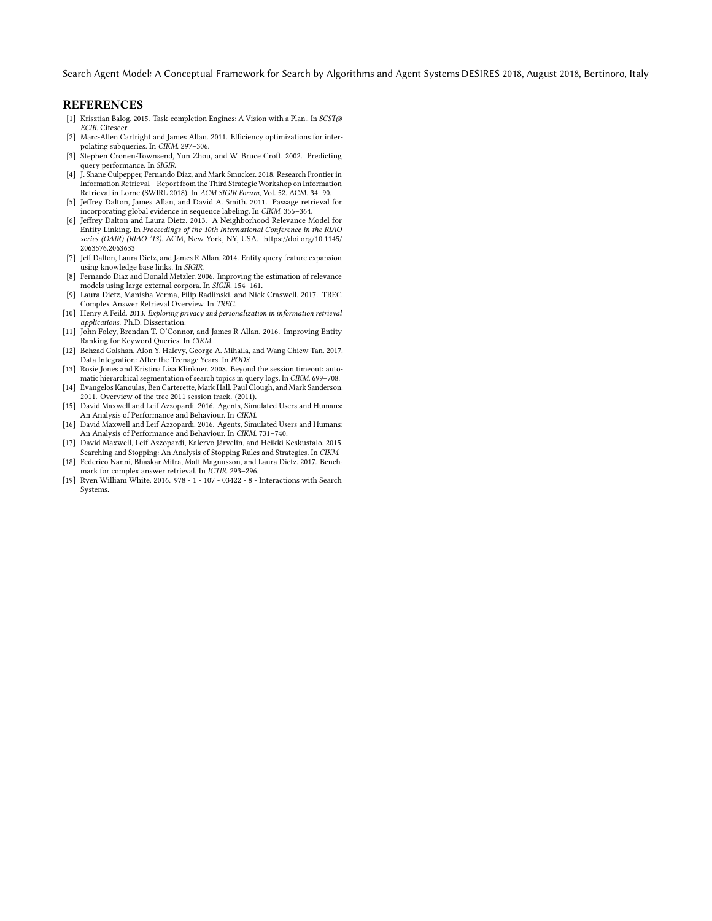## REFERENCES

[1] Krisztian Balog. 2015. Task-completion Engines: A Vision with a Plan.. In *SCST@ ECIR*. Citeseer.

[2] Marc-Allen Cartright and James Allan. 2011. Efficiency optimizations for interpolating subqueries. In *CIKM*. 297–306.

[3] Stephen Cronen-Townsend, Yun Zhou, and W. Bruce Croft. 2002. Predicting query performance. In *SIGIR*.

[4] J. Shane Culpepper, Fernando Diaz, and Mark Smucker. 2018. Research Frontier in Information Retrieval – Report from the Third Strategic Workshop on Information Retrieval in Lorne (SWIRL 2018). In *ACM SIGIR Forum*, Vol. 52. ACM, 34–90.

[5] Jeffrey Dalton, James Allan, and David A. Smith. 2011. Passage retrieval for incorporating global evidence in sequence labeling. In *CIKM*. 355–364.

[6] Jeffrey Dalton and Laura Dietz. 2013. A Neighborhood Relevance Model for Entity Linking. In *Proceedings of the 10th International Conference in the RIAO series (OAIR) (RIAO '13)*. ACM, New York, NY, USA. https://doi.org/10.1145/2063576.2063633

[7] Jeff Dalton, Laura Dietz, and James R Allan. 2014. Entity query feature expansion using knowledge base links. In *SIGIR*.

[8] Fernando Diaz and Donald Metzler. 2006. Improving the estimation of relevance models using large external corpora. In *SIGIR*. 154–161.

[9] Laura Dietz, Manisha Verma, Filip Radlinski, and Nick Craswell. 2017. TREC Complex Answer Retrieval Overview. In *TREC*.

[10] Henry A Feild. 2013. *Exploring privacy and personalization in information retrieval applications*. Ph.D. Dissertation.

[11] John Foley, Brendan T. O'Connor, and James R Allan. 2016. Improving Entity Ranking for Keyword Queries. In *CIKM*.

[12] Behzad Golshan, Alon Y. Halevy, George A. Mihaila, and Wang Chiew Tan. 2017. Data Integration: After the Teenage Years. In *PODS*.

[13] Rosie Jones and Kristina Lisa Klinkner. 2008. Beyond the session timeout: automatic hierarchical segmentation of search topics in query logs. In *CIKM*. 699–708.

[14] Evangelos Kanoulas, Ben Carterette, Mark Hall, Paul Clough, and Mark Sanderson. 2011. Overview of the trec 2011 session track. (2011).

[15] David Maxwell and Leif Azzopardi. 2016. Agents, Simulated Users and Humans: An Analysis of Performance and Behaviour. In *CIKM*.

[16] David Maxwell and Leif Azzopardi. 2016. Agents, Simulated Users and Humans: An Analysis of Performance and Behaviour. In *CIKM*. 731–740.

[17] David Maxwell, Leif Azzopardi, Kalervo Järvelin, and Heikki Keskustalo. 2015. Searching and Stopping: An Analysis of Stopping Rules and Strategies. In *CIKM*.

[18] Federico Nanni, Bhaskar Mitra, Matt Magnusson, and Laura Dietz. 2017. Benchmark for complex answer retrieval. In *ICTIR*. 293–296.

[19] Ryen William White. 2016. 978 - 1 - 107 - 03422 - 8 - Interactions with Search Systems.